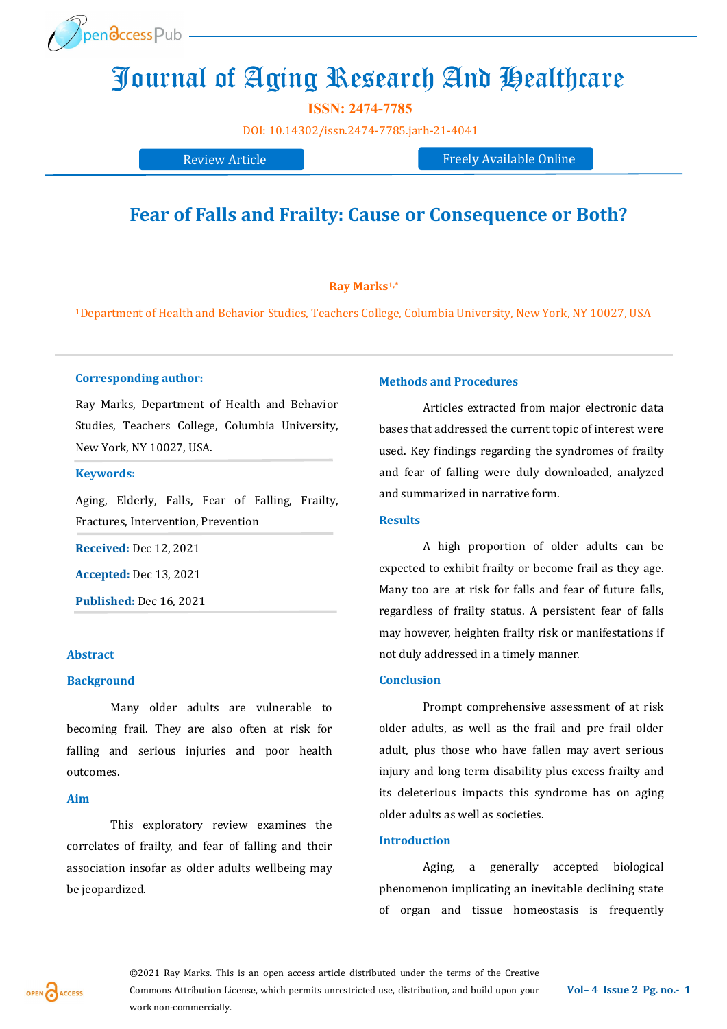# Journal of Aging Research And Healthcare

ISSN: 2474-7785

DOI: 10.14302/issn.2474-7785.jarh-21-4041

Review Article | Freely Available Online

## Fear of Falls and Frailty: Cause or Consequence or Both?

**Ray Marks**[1,*]

[1]Department of Health and Behavior Studies, Teachers College, Columbia University, New York, NY 10027, USA

**Corresponding author:**

Ray Marks, Department of Health and Behavior Studies, Teachers College, Columbia University, New York, NY 10027, USA.

**Keywords:**

Aging, Elderly, Falls, Fear of Falling, Frailty, Fractures, Intervention, Prevention

**Received:** Dec 12, 2021

**Accepted:** Dec 13, 2021

**Published:** Dec 16, 2021

### Abstract

#### Background

Many older adults are vulnerable to becoming frail. They are also often at risk for falling and serious injuries and poor health outcomes.

#### Aim

This exploratory review examines the correlates of frailty, and fear of falling and their association insofar as older adults wellbeing may be jeopardized.

#### Methods and Procedures

Articles extracted from major electronic data bases that addressed the current topic of interest were used. Key findings regarding the syndromes of frailty and fear of falling were duly downloaded, analyzed and summarized in narrative form.

#### Results

A high proportion of older adults can be expected to exhibit frailty or become frail as they age. Many too are at risk for falls and fear of future falls, regardless of frailty status. A persistent fear of falls may however, heighten frailty risk or manifestations if not duly addressed in a timely manner.

#### Conclusion

Prompt comprehensive assessment of at risk older adults, as well as the frail and pre frail older adult, plus those who have fallen may avert serious injury and long term disability plus excess frailty and its deleterious impacts this syndrome has on aging older adults as well as societies.

### Introduction

Aging, a generally accepted biological phenomenon implicating an inevitable declining state of organ and tissue homeostasis is frequently

©2021 Ray Marks. This is an open access article distributed under the terms of the Creative Commons Attribution License, which permits unrestricted use, distribution, and build upon your work non-commercially.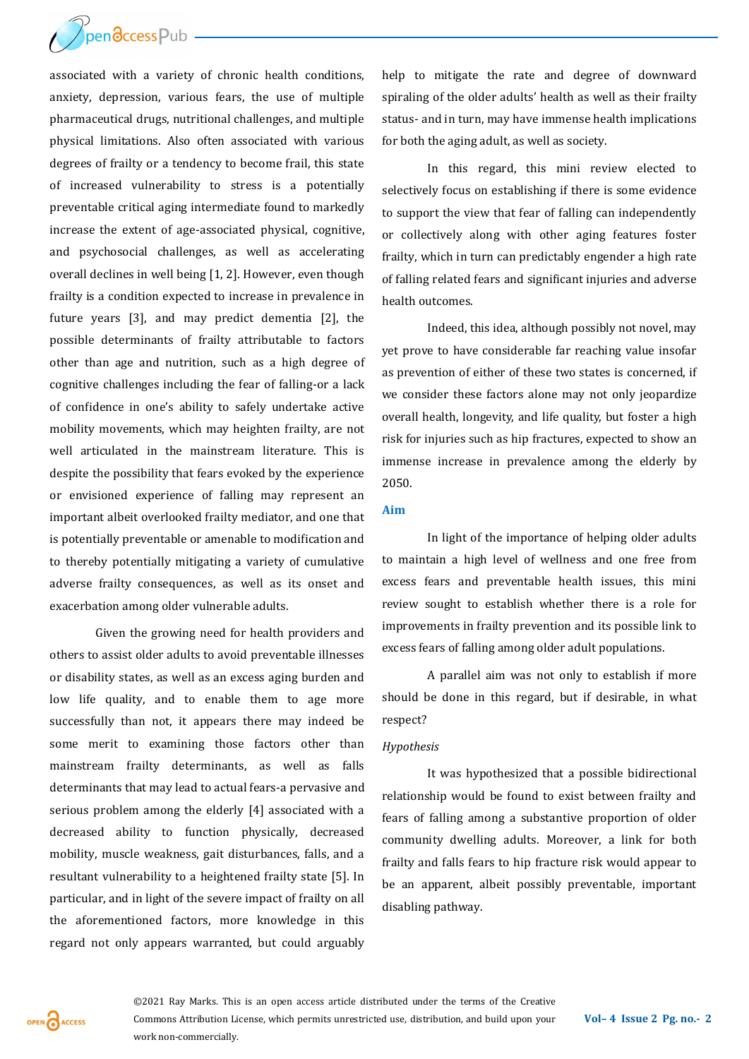associated with a variety of chronic health conditions, anxiety, depression, various fears, the use of multiple pharmaceutical drugs, nutritional challenges, and multiple physical limitations. Also often associated with various degrees of frailty or a tendency to become frail, this state of increased vulnerability to stress is a potentially preventable critical aging intermediate found to markedly increase the extent of age-associated physical, cognitive, and psychosocial challenges, as well as accelerating overall declines in well being [1, 2]. However, even though frailty is a condition expected to increase in prevalence in future years [3], and may predict dementia [2], the possible determinants of frailty attributable to factors other than age and nutrition, such as a high degree of cognitive challenges including the fear of falling-or a lack of confidence in one's ability to safely undertake active mobility movements, which may heighten frailty, are not well articulated in the mainstream literature. This is despite the possibility that fears evoked by the experience or envisioned experience of falling may represent an important albeit overlooked frailty mediator, and one that is potentially preventable or amenable to modification and to thereby potentially mitigating a variety of cumulative adverse frailty consequences, as well as its onset and exacerbation among older vulnerable adults.

Given the growing need for health providers and others to assist older adults to avoid preventable illnesses or disability states, as well as an excess aging burden and low life quality, and to enable them to age more successfully than not, it appears there may indeed be some merit to examining those factors other than mainstream frailty determinants, as well as falls determinants that may lead to actual fears-a pervasive and serious problem among the elderly [4] associated with a decreased ability to function physically, decreased mobility, muscle weakness, gait disturbances, falls, and a resultant vulnerability to a heightened frailty state [5]. In particular, and in light of the severe impact of frailty on all the aforementioned factors, more knowledge in this regard not only appears warranted, but could arguably help to mitigate the rate and degree of downward spiraling of the older adults' health as well as their frailty status- and in turn, may have immense health implications for both the aging adult, as well as society.

In this regard, this mini review elected to selectively focus on establishing if there is some evidence to support the view that fear of falling can independently or collectively along with other aging features foster frailty, which in turn can predictably engender a high rate of falling related fears and significant injuries and adverse health outcomes.

Indeed, this idea, although possibly not novel, may yet prove to have considerable far reaching value insofar as prevention of either of these two states is concerned, if we consider these factors alone may not only jeopardize overall health, longevity, and life quality, but foster a high risk for injuries such as hip fractures, expected to show an immense increase in prevalence among the elderly by 2050.

## Aim

In light of the importance of helping older adults to maintain a high level of wellness and one free from excess fears and preventable health issues, this mini review sought to establish whether there is a role for improvements in frailty prevention and its possible link to excess fears of falling among older adult populations.

A parallel aim was not only to establish if more should be done in this regard, but if desirable, in what respect?

### *Hypothesis*

It was hypothesized that a possible bidirectional relationship would be found to exist between frailty and fears of falling among a substantive proportion of older community dwelling adults. Moreover, a link for both frailty and falls fears to hip fracture risk would appear to be an apparent, albeit possibly preventable, important disabling pathway.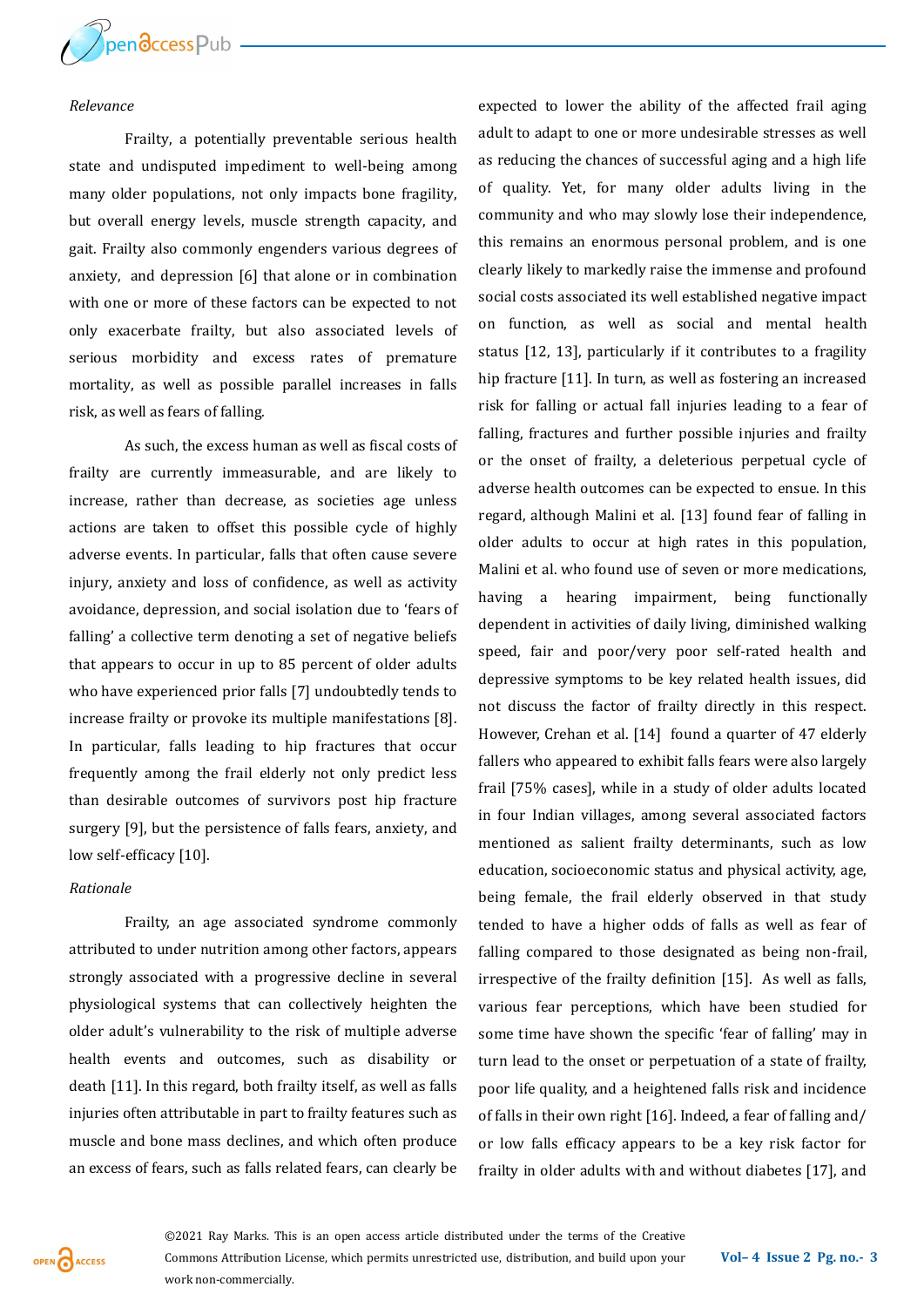*Relevance*

Frailty, a potentially preventable serious health state and undisputed impediment to well-being among many older populations, not only impacts bone fragility, but overall energy levels, muscle strength capacity, and gait. Frailty also commonly engenders various degrees of anxiety, and depression [6] that alone or in combination with one or more of these factors can be expected to not only exacerbate frailty, but also associated levels of serious morbidity and excess rates of premature mortality, as well as possible parallel increases in falls risk, as well as fears of falling.

As such, the excess human as well as fiscal costs of frailty are currently immeasurable, and are likely to increase, rather than decrease, as societies age unless actions are taken to offset this possible cycle of highly adverse events. In particular, falls that often cause severe injury, anxiety and loss of confidence, as well as activity avoidance, depression, and social isolation due to 'fears of falling' a collective term denoting a set of negative beliefs that appears to occur in up to 85 percent of older adults who have experienced prior falls [7] undoubtedly tends to increase frailty or provoke its multiple manifestations [8]. In particular, falls leading to hip fractures that occur frequently among the frail elderly not only predict less than desirable outcomes of survivors post hip fracture surgery [9], but the persistence of falls fears, anxiety, and low self-efficacy [10].

*Rationale*

Frailty, an age associated syndrome commonly attributed to under nutrition among other factors, appears strongly associated with a progressive decline in several physiological systems that can collectively heighten the older adult's vulnerability to the risk of multiple adverse health events and outcomes, such as disability or death [11]. In this regard, both frailty itself, as well as falls injuries often attributable in part to frailty features such as muscle and bone mass declines, and which often produce an excess of fears, such as falls related fears, can clearly be expected to lower the ability of the affected frail aging adult to adapt to one or more undesirable stresses as well as reducing the chances of successful aging and a high life of quality. Yet, for many older adults living in the community and who may slowly lose their independence, this remains an enormous personal problem, and is one clearly likely to markedly raise the immense and profound social costs associated its well established negative impact on function, as well as social and mental health status [12, 13], particularly if it contributes to a fragility hip fracture [11]. In turn, as well as fostering an increased risk for falling or actual fall injuries leading to a fear of falling, fractures and further possible injuries and frailty or the onset of frailty, a deleterious perpetual cycle of adverse health outcomes can be expected to ensue. In this regard, although Malini et al. [13] found fear of falling in older adults to occur at high rates in this population, Malini et al. who found use of seven or more medications, having a hearing impairment, being functionally dependent in activities of daily living, diminished walking speed, fair and poor/very poor self-rated health and depressive symptoms to be key related health issues, did not discuss the factor of frailty directly in this respect. However, Crehan et al. [14] found a quarter of 47 elderly fallers who appeared to exhibit falls fears were also largely frail [75% cases], while in a study of older adults located in four Indian villages, among several associated factors mentioned as salient frailty determinants, such as low education, socioeconomic status and physical activity, age, being female, the frail elderly observed in that study tended to have a higher odds of falls as well as fear of falling compared to those designated as being non-frail, irrespective of the frailty definition [15]. As well as falls, various fear perceptions, which have been studied for some time have shown the specific 'fear of falling' may in turn lead to the onset or perpetuation of a state of frailty, poor life quality, and a heightened falls risk and incidence of falls in their own right [16]. Indeed, a fear of falling and/or low falls efficacy appears to be a key risk factor for frailty in older adults with and without diabetes [17], and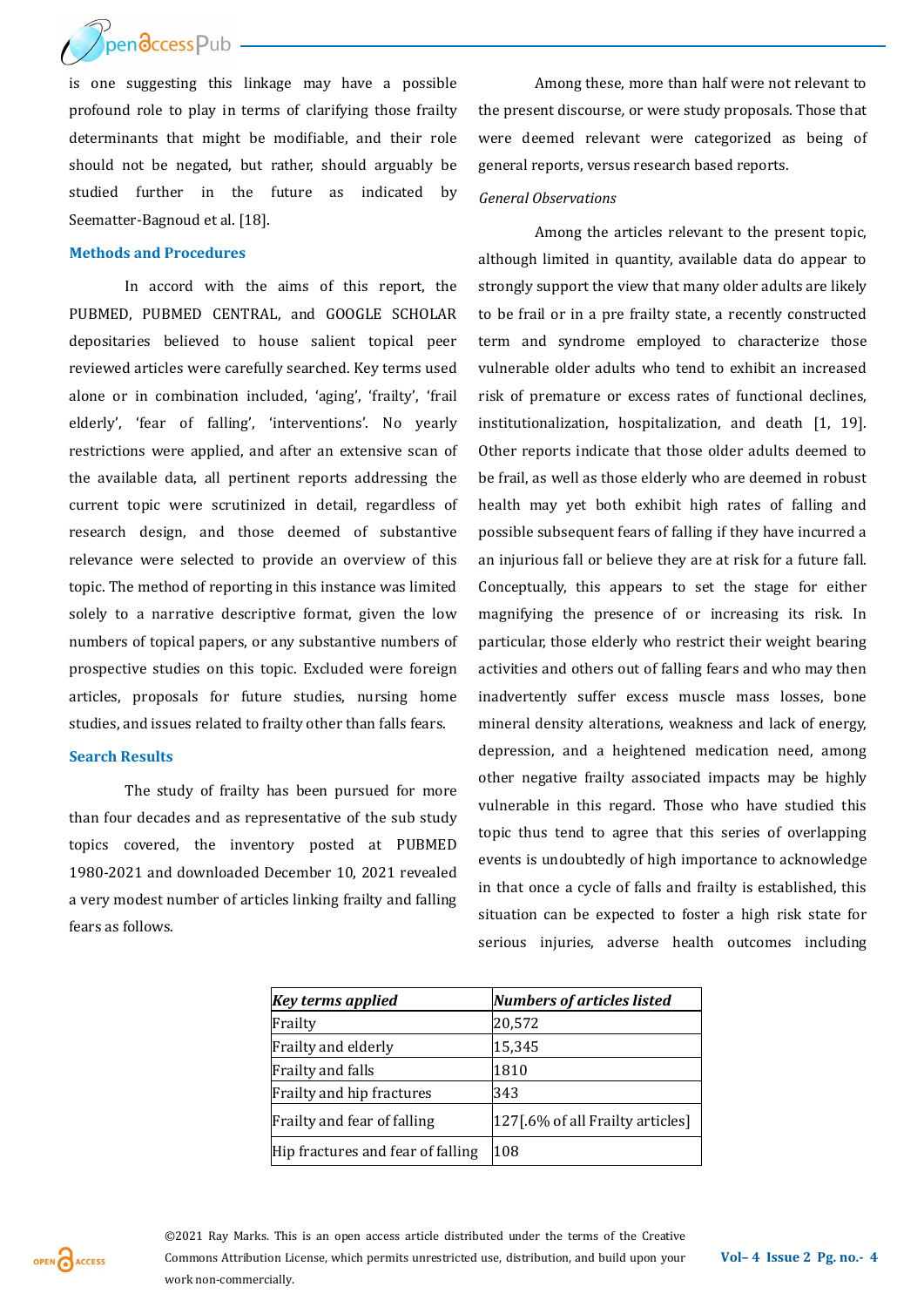is one suggesting this linkage may have a possible profound role to play in terms of clarifying those frailty determinants that might be modifiable, and their role should not be negated, but rather, should arguably be studied further in the future as indicated by Seematter-Bagnoud et al. [18].

## Methods and Procedures

In accord with the aims of this report, the PUBMED, PUBMED CENTRAL, and GOOGLE SCHOLAR depositaries believed to house salient topical peer reviewed articles were carefully searched. Key terms used alone or in combination included, 'aging', 'frailty', 'frail elderly', 'fear of falling', 'interventions'. No yearly restrictions were applied, and after an extensive scan of the available data, all pertinent reports addressing the current topic were scrutinized in detail, regardless of research design, and those deemed of substantive relevance were selected to provide an overview of this topic. The method of reporting in this instance was limited solely to a narrative descriptive format, given the low numbers of topical papers, or any substantive numbers of prospective studies on this topic. Excluded were foreign articles, proposals for future studies, nursing home studies, and issues related to frailty other than falls fears.

## Search Results

The study of frailty has been pursued for more than four decades and as representative of the sub study topics covered, the inventory posted at PUBMED 1980-2021 and downloaded December 10, 2021 revealed a very modest number of articles linking frailty and falling fears as follows.

Among these, more than half were not relevant to the present discourse, or were study proposals. Those that were deemed relevant were categorized as being of general reports, versus research based reports.

*General Observations*

Among the articles relevant to the present topic, although limited in quantity, available data do appear to strongly support the view that many older adults are likely to be frail or in a pre frailty state, a recently constructed term and syndrome employed to characterize those vulnerable older adults who tend to exhibit an increased risk of premature or excess rates of functional declines, institutionalization, hospitalization, and death [1, 19]. Other reports indicate that those older adults deemed to be frail, as well as those elderly who are deemed in robust health may yet both exhibit high rates of falling and possible subsequent fears of falling if they have incurred a an injurious fall or believe they are at risk for a future fall. Conceptually, this appears to set the stage for either magnifying the presence of or increasing its risk. In particular, those elderly who restrict their weight bearing activities and others out of falling fears and who may then inadvertently suffer excess muscle mass losses, bone mineral density alterations, weakness and lack of energy, depression, and a heightened medication need, among other negative frailty associated impacts may be highly vulnerable in this regard. Those who have studied this topic thus tend to agree that this series of overlapping events is undoubtedly of high importance to acknowledge in that once a cycle of falls and frailty is established, this situation can be expected to foster a high risk state for serious injuries, adverse health outcomes including

| *Key terms applied* | *Numbers of articles listed* |
|---|---|
| Frailty | 20,572 |
| Frailty and elderly | 15,345 |
| Frailty and falls | 1810 |
| Frailty and hip fractures | 343 |
| Frailty and fear of falling | 127[.6% of all Frailty articles] |
| Hip fractures and fear of falling | 108 |

©2021 Ray Marks. This is an open access article distributed under the terms of the Creative Commons Attribution License, which permits unrestricted use, distribution, and build upon your work non-commercially.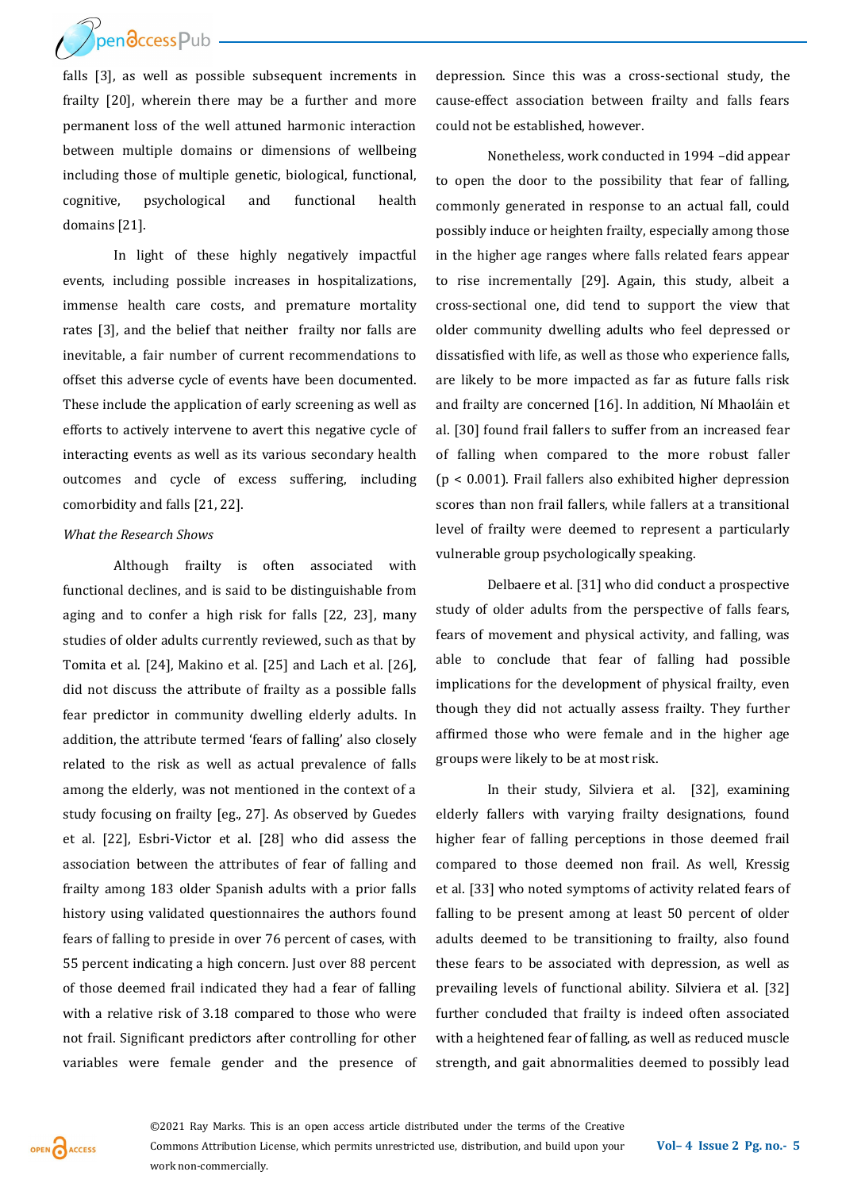falls [3], as well as possible subsequent increments in frailty [20], wherein there may be a further and more permanent loss of the well attuned harmonic interaction between multiple domains or dimensions of wellbeing including those of multiple genetic, biological, functional, cognitive, psychological and functional health domains [21].

In light of these highly negatively impactful events, including possible increases in hospitalizations, immense health care costs, and premature mortality rates [3], and the belief that neither frailty nor falls are inevitable, a fair number of current recommendations to offset this adverse cycle of events have been documented. These include the application of early screening as well as efforts to actively intervene to avert this negative cycle of interacting events as well as its various secondary health outcomes and cycle of excess suffering, including comorbidity and falls [21, 22].

*What the Research Shows*

Although frailty is often associated with functional declines, and is said to be distinguishable from aging and to confer a high risk for falls [22, 23], many studies of older adults currently reviewed, such as that by Tomita et al. [24], Makino et al. [25] and Lach et al. [26], did not discuss the attribute of frailty as a possible falls fear predictor in community dwelling elderly adults. In addition, the attribute termed 'fears of falling' also closely related to the risk as well as actual prevalence of falls among the elderly, was not mentioned in the context of a study focusing on frailty [eg., 27]. As observed by Guedes et al. [22], Esbri-Victor et al. [28] who did assess the association between the attributes of fear of falling and frailty among 183 older Spanish adults with a prior falls history using validated questionnaires the authors found fears of falling to preside in over 76 percent of cases, with 55 percent indicating a high concern. Just over 88 percent of those deemed frail indicated they had a fear of falling with a relative risk of 3.18 compared to those who were not frail. Significant predictors after controlling for other variables were female gender and the presence of depression. Since this was a cross-sectional study, the cause-effect association between frailty and falls fears could not be established, however.

Nonetheless, work conducted in 1994 –did appear to open the door to the possibility that fear of falling, commonly generated in response to an actual fall, could possibly induce or heighten frailty, especially among those in the higher age ranges where falls related fears appear to rise incrementally [29]. Again, this study, albeit a cross-sectional one, did tend to support the view that older community dwelling adults who feel depressed or dissatisfied with life, as well as those who experience falls, are likely to be more impacted as far as future falls risk and frailty are concerned [16]. In addition, Ní Mhaoláin et al. [30] found frail fallers to suffer from an increased fear of falling when compared to the more robust faller ($p < 0.001$). Frail fallers also exhibited higher depression scores than non frail fallers, while fallers at a transitional level of frailty were deemed to represent a particularly vulnerable group psychologically speaking.

Delbaere et al. [31] who did conduct a prospective study of older adults from the perspective of falls fears, fears of movement and physical activity, and falling, was able to conclude that fear of falling had possible implications for the development of physical frailty, even though they did not actually assess frailty. They further affirmed those who were female and in the higher age groups were likely to be at most risk.

In their study, Silviera et al. [32], examining elderly fallers with varying frailty designations, found higher fear of falling perceptions in those deemed frail compared to those deemed non frail. As well, Kressig et al. [33] who noted symptoms of activity related fears of falling to be present among at least 50 percent of older adults deemed to be transitioning to frailty, also found these fears to be associated with depression, as well as prevailing levels of functional ability. Silviera et al. [32] further concluded that frailty is indeed often associated with a heightened fear of falling, as well as reduced muscle strength, and gait abnormalities deemed to possibly lead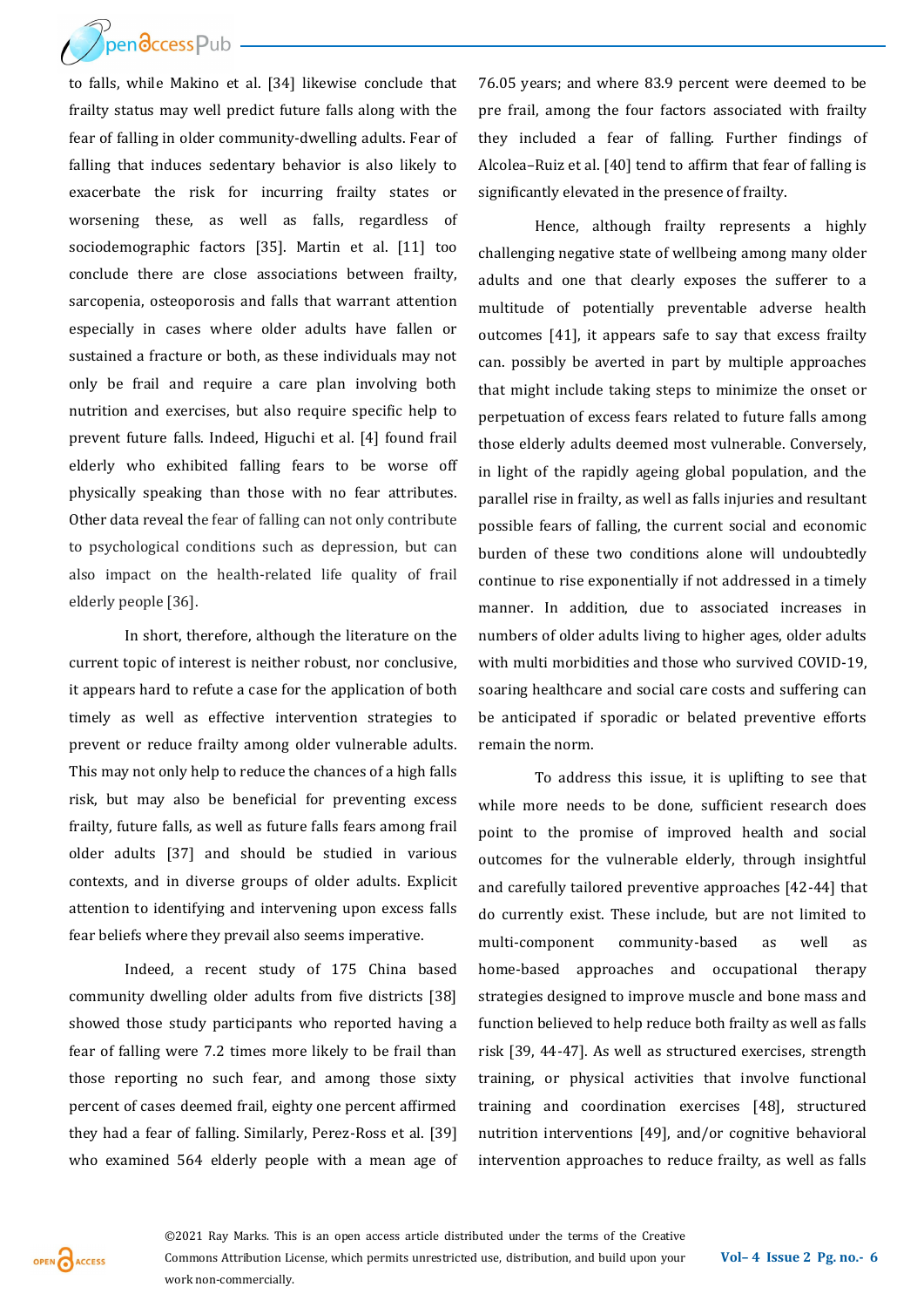to falls, while Makino et al. [34] likewise conclude that frailty status may well predict future falls along with the fear of falling in older community-dwelling adults. Fear of falling that induces sedentary behavior is also likely to exacerbate the risk for incurring frailty states or worsening these, as well as falls, regardless of sociodemographic factors [35]. Martin et al. [11] too conclude there are close associations between frailty, sarcopenia, osteoporosis and falls that warrant attention especially in cases where older adults have fallen or sustained a fracture or both, as these individuals may not only be frail and require a care plan involving both nutrition and exercises, but also require specific help to prevent future falls. Indeed, Higuchi et al. [4] found frail elderly who exhibited falling fears to be worse off physically speaking than those with no fear attributes. Other data reveal the fear of falling can not only contribute to psychological conditions such as depression, but can also impact on the health-related life quality of frail elderly people [36].

In short, therefore, although the literature on the current topic of interest is neither robust, nor conclusive, it appears hard to refute a case for the application of both timely as well as effective intervention strategies to prevent or reduce frailty among older vulnerable adults. This may not only help to reduce the chances of a high falls risk, but may also be beneficial for preventing excess frailty, future falls, as well as future falls fears among frail older adults [37] and should be studied in various contexts, and in diverse groups of older adults. Explicit attention to identifying and intervening upon excess falls fear beliefs where they prevail also seems imperative.

Indeed, a recent study of 175 China based community dwelling older adults from five districts [38] showed those study participants who reported having a fear of falling were 7.2 times more likely to be frail than those reporting no such fear, and among those sixty percent of cases deemed frail, eighty one percent affirmed they had a fear of falling. Similarly, Perez-Ross et al. [39] who examined 564 elderly people with a mean age of 76.05 years; and where 83.9 percent were deemed to be pre frail, among the four factors associated with frailty they included a fear of falling. Further findings of Alcolea–Ruiz et al. [40] tend to affirm that fear of falling is significantly elevated in the presence of frailty.

Hence, although frailty represents a highly challenging negative state of wellbeing among many older adults and one that clearly exposes the sufferer to a multitude of potentially preventable adverse health outcomes [41], it appears safe to say that excess frailty can. possibly be averted in part by multiple approaches that might include taking steps to minimize the onset or perpetuation of excess fears related to future falls among those elderly adults deemed most vulnerable. Conversely, in light of the rapidly ageing global population, and the parallel rise in frailty, as well as falls injuries and resultant possible fears of falling, the current social and economic burden of these two conditions alone will undoubtedly continue to rise exponentially if not addressed in a timely manner. In addition, due to associated increases in numbers of older adults living to higher ages, older adults with multi morbidities and those who survived COVID-19, soaring healthcare and social care costs and suffering can be anticipated if sporadic or belated preventive efforts remain the norm.

To address this issue, it is uplifting to see that while more needs to be done, sufficient research does point to the promise of improved health and social outcomes for the vulnerable elderly, through insightful and carefully tailored preventive approaches [42-44] that do currently exist. These include, but are not limited to multi-component community-based as well as home-based approaches and occupational therapy strategies designed to improve muscle and bone mass and function believed to help reduce both frailty as well as falls risk [39, 44-47]. As well as structured exercises, strength training, or physical activities that involve functional training and coordination exercises [48], structured nutrition interventions [49], and/or cognitive behavioral intervention approaches to reduce frailty, as well as falls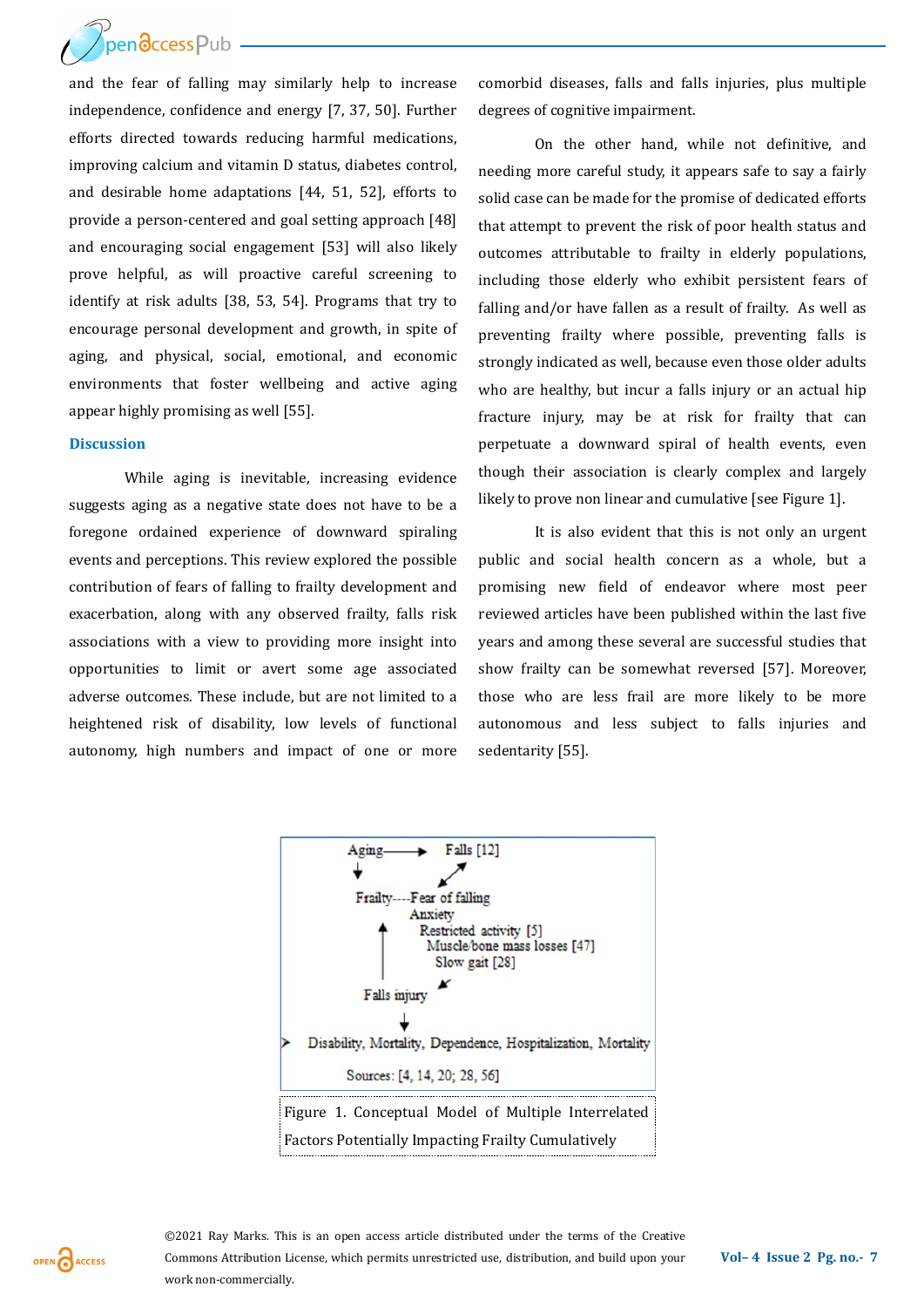and the fear of falling may similarly help to increase independence, confidence and energy [7, 37, 50]. Further efforts directed towards reducing harmful medications, improving calcium and vitamin D status, diabetes control, and desirable home adaptations [44, 51, 52], efforts to provide a person-centered and goal setting approach [48] and encouraging social engagement [53] will also likely prove helpful, as will proactive careful screening to identify at risk adults [38, 53, 54]. Programs that try to encourage personal development and growth, in spite of aging, and physical, social, emotional, and economic environments that foster wellbeing and active aging appear highly promising as well [55].

## Discussion

While aging is inevitable, increasing evidence suggests aging as a negative state does not have to be a foregone ordained experience of downward spiraling events and perceptions. This review explored the possible contribution of fears of falling to frailty development and exacerbation, along with any observed frailty, falls risk associations with a view to providing more insight into opportunities to limit or avert some age associated adverse outcomes. These include, but are not limited to a heightened risk of disability, low levels of functional autonomy, high numbers and impact of one or more comorbid diseases, falls and falls injuries, plus multiple degrees of cognitive impairment.

On the other hand, while not definitive, and needing more careful study, it appears safe to say a fairly solid case can be made for the promise of dedicated efforts that attempt to prevent the risk of poor health status and outcomes attributable to frailty in elderly populations, including those elderly who exhibit persistent fears of falling and/or have fallen as a result of frailty. As well as preventing frailty where possible, preventing falls is strongly indicated as well, because even those older adults who are healthy, but incur a falls injury or an actual hip fracture injury, may be at risk for frailty that can perpetuate a downward spiral of health events, even though their association is clearly complex and largely likely to prove non linear and cumulative [see Figure 1].

It is also evident that this is not only an urgent public and social health concern as a whole, but a promising new field of endeavor where most peer reviewed articles have been published within the last five years and among these several are successful studies that show frailty can be somewhat reversed [57]. Moreover, those who are less frail are more likely to be more autonomous and less subject to falls injuries and sedentarity [55].

Aging → Falls [12]

Frailty----Fear of falling
Anxiety
Restricted activity [5]
Muscle/bone mass losses [47]
Slow gait [28]

Falls injury

Disability, Mortality, Dependence, Hospitalization, Mortality

Sources: [4, 14, 20; 28, 56]

Figure 1. Conceptual Model of Multiple Interrelated Factors Potentially Impacting Frailty Cumulatively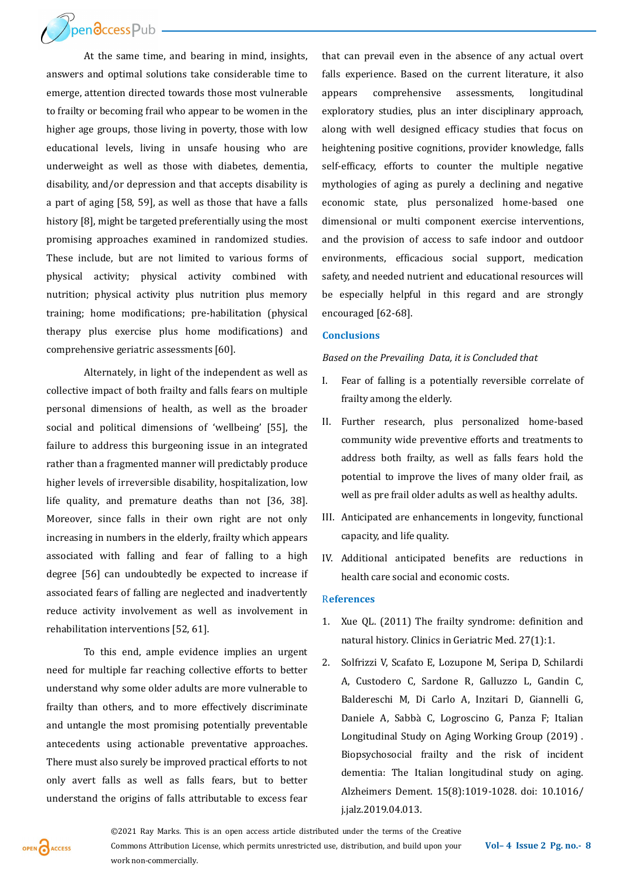At the same time, and bearing in mind, insights, answers and optimal solutions take considerable time to emerge, attention directed towards those most vulnerable to frailty or becoming frail who appear to be women in the higher age groups, those living in poverty, those with low educational levels, living in unsafe housing who are underweight as well as those with diabetes, dementia, disability, and/or depression and that accepts disability is a part of aging [58, 59], as well as those that have a falls history [8], might be targeted preferentially using the most promising approaches examined in randomized studies. These include, but are not limited to various forms of physical activity; physical activity combined with nutrition; physical activity plus nutrition plus memory training; home modifications; pre-habilitation (physical therapy plus exercise plus home modifications) and comprehensive geriatric assessments [60].

Alternately, in light of the independent as well as collective impact of both frailty and falls fears on multiple personal dimensions of health, as well as the broader social and political dimensions of 'wellbeing' [55], the failure to address this burgeoning issue in an integrated rather than a fragmented manner will predictably produce higher levels of irreversible disability, hospitalization, low life quality, and premature deaths than not [36, 38]. Moreover, since falls in their own right are not only increasing in numbers in the elderly, frailty which appears associated with falling and fear of falling to a high degree [56] can undoubtedly be expected to increase if associated fears of falling are neglected and inadvertently reduce activity involvement as well as involvement in rehabilitation interventions [52, 61].

To this end, ample evidence implies an urgent need for multiple far reaching collective efforts to better understand why some older adults are more vulnerable to frailty than others, and to more effectively discriminate and untangle the most promising potentially preventable antecedents using actionable preventative approaches. There must also surely be improved practical efforts to not only avert falls as well as falls fears, but to better understand the origins of falls attributable to excess fear that can prevail even in the absence of any actual overt falls experience. Based on the current literature, it also appears comprehensive assessments, longitudinal exploratory studies, plus an inter disciplinary approach, along with well designed efficacy studies that focus on heightening positive cognitions, provider knowledge, falls self-efficacy, efforts to counter the multiple negative mythologies of aging as purely a declining and negative economic state, plus personalized home-based one dimensional or multi component exercise interventions, and the provision of access to safe indoor and outdoor environments, efficacious social support, medication safety, and needed nutrient and educational resources will be especially helpful in this regard and are strongly encouraged [62-68].

## Conclusions

*Based on the Prevailing Data, it is Concluded that*

I. Fear of falling is a potentially reversible correlate of frailty among the elderly.

II. Further research, plus personalized home-based community wide preventive efforts and treatments to address both frailty, as well as falls fears hold the potential to improve the lives of many older frail, as well as pre frail older adults as well as healthy adults.

III. Anticipated are enhancements in longevity, functional capacity, and life quality.

IV. Additional anticipated benefits are reductions in health care social and economic costs.

## References

1. Xue QL. (2011) The frailty syndrome: definition and natural history. Clinics in Geriatric Med. 27(1):1.
2. Solfrizzi V, Scafato E, Lozupone M, Seripa D, Schilardi A, Custodero C, Sardone R, Galluzzo L, Gandin C, Baldereschi M, Di Carlo A, Inzitari D, Giannelli G, Daniele A, Sabbà C, Logroscino G, Panza F; Italian Longitudinal Study on Aging Working Group (2019) . Biopsychosocial frailty and the risk of incident dementia: The Italian longitudinal study on aging. Alzheimers Dement. 15(8):1019-1028. doi: 10.1016/j.jalz.2019.04.013.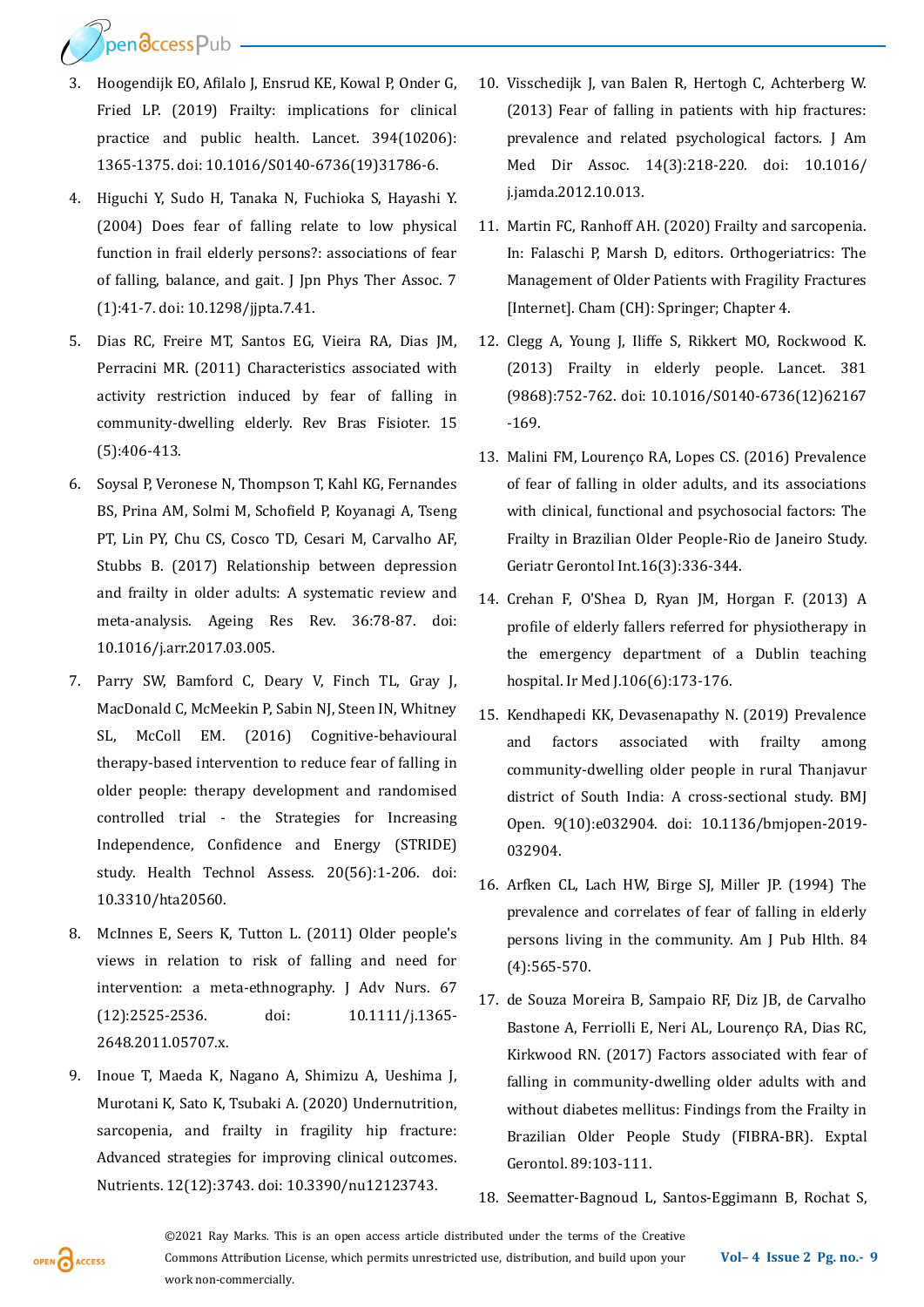3. Hoogendijk EO, Afilalo J, Ensrud KE, Kowal P, Onder G, Fried LP. (2019) Frailty: implications for clinical practice and public health. Lancet. 394(10206): 1365-1375. doi: 10.1016/S0140-6736(19)31786-6.

4. Higuchi Y, Sudo H, Tanaka N, Fuchioka S, Hayashi Y. (2004) Does fear of falling relate to low physical function in frail elderly persons?: associations of fear of falling, balance, and gait. J Jpn Phys Ther Assoc. 7 (1):41-7. doi: 10.1298/jjpta.7.41.

5. Dias RC, Freire MT, Santos EG, Vieira RA, Dias JM, Perracini MR. (2011) Characteristics associated with activity restriction induced by fear of falling in community-dwelling elderly. Rev Bras Fisioter. 15 (5):406-413.

6. Soysal P, Veronese N, Thompson T, Kahl KG, Fernandes BS, Prina AM, Solmi M, Schofield P, Koyanagi A, Tseng PT, Lin PY, Chu CS, Cosco TD, Cesari M, Carvalho AF, Stubbs B. (2017) Relationship between depression and frailty in older adults: A systematic review and meta-analysis. Ageing Res Rev. 36:78-87. doi: 10.1016/j.arr.2017.03.005.

7. Parry SW, Bamford C, Deary V, Finch TL, Gray J, MacDonald C, McMeekin P, Sabin NJ, Steen IN, Whitney SL, McColl EM. (2016) Cognitive-behavioural therapy-based intervention to reduce fear of falling in older people: therapy development and randomised controlled trial - the Strategies for Increasing Independence, Confidence and Energy (STRIDE) study. Health Technol Assess. 20(56):1-206. doi: 10.3310/hta20560.

8. McInnes E, Seers K, Tutton L. (2011) Older people's views in relation to risk of falling and need for intervention: a meta-ethnography. J Adv Nurs. 67 (12):2525-2536. doi: 10.1111/j.1365-2648.2011.05707.x.

9. Inoue T, Maeda K, Nagano A, Shimizu A, Ueshima J, Murotani K, Sato K, Tsubaki A. (2020) Undernutrition, sarcopenia, and frailty in fragility hip fracture: Advanced strategies for improving clinical outcomes. Nutrients. 12(12):3743. doi: 10.3390/nu12123743.

10. Visschedijk J, van Balen R, Hertogh C, Achterberg W. (2013) Fear of falling in patients with hip fractures: prevalence and related psychological factors. J Am Med Dir Assoc. 14(3):218-220. doi: 10.1016/j.jamda.2012.10.013.

11. Martin FC, Ranhoff AH. (2020) Frailty and sarcopenia. In: Falaschi P, Marsh D, editors. Orthogeriatrics: The Management of Older Patients with Fragility Fractures [Internet]. Cham (CH): Springer; Chapter 4.

12. Clegg A, Young J, Iliffe S, Rikkert MO, Rockwood K. (2013) Frailty in elderly people. Lancet. 381 (9868):752-762. doi: 10.1016/S0140-6736(12)62167-169.

13. Malini FM, Lourenço RA, Lopes CS. (2016) Prevalence of fear of falling in older adults, and its associations with clinical, functional and psychosocial factors: The Frailty in Brazilian Older People-Rio de Janeiro Study. Geriatr Gerontol Int.16(3):336-344.

14. Crehan F, O'Shea D, Ryan JM, Horgan F. (2013) A profile of elderly fallers referred for physiotherapy in the emergency department of a Dublin teaching hospital. Ir Med J.106(6):173-176.

15. Kendhapedi KK, Devasenapathy N. (2019) Prevalence and factors associated with frailty among community-dwelling older people in rural Thanjavur district of South India: A cross-sectional study. BMJ Open. 9(10):e032904. doi: 10.1136/bmjopen-2019-032904.

16. Arfken CL, Lach HW, Birge SJ, Miller JP. (1994) The prevalence and correlates of fear of falling in elderly persons living in the community. Am J Pub Hlth. 84 (4):565-570.

17. de Souza Moreira B, Sampaio RF, Diz JB, de Carvalho Bastone A, Ferriolli E, Neri AL, Lourenço RA, Dias RC, Kirkwood RN. (2017) Factors associated with fear of falling in community-dwelling older adults with and without diabetes mellitus: Findings from the Frailty in Brazilian Older People Study (FIBRA-BR). Exptal Gerontol. 89:103-111.

18. Seematter-Bagnoud L, Santos-Eggimann B, Rochat S,

©2021 Ray Marks. This is an open access article distributed under the terms of the Creative Commons Attribution License, which permits unrestricted use, distribution, and build upon your work non-commercially.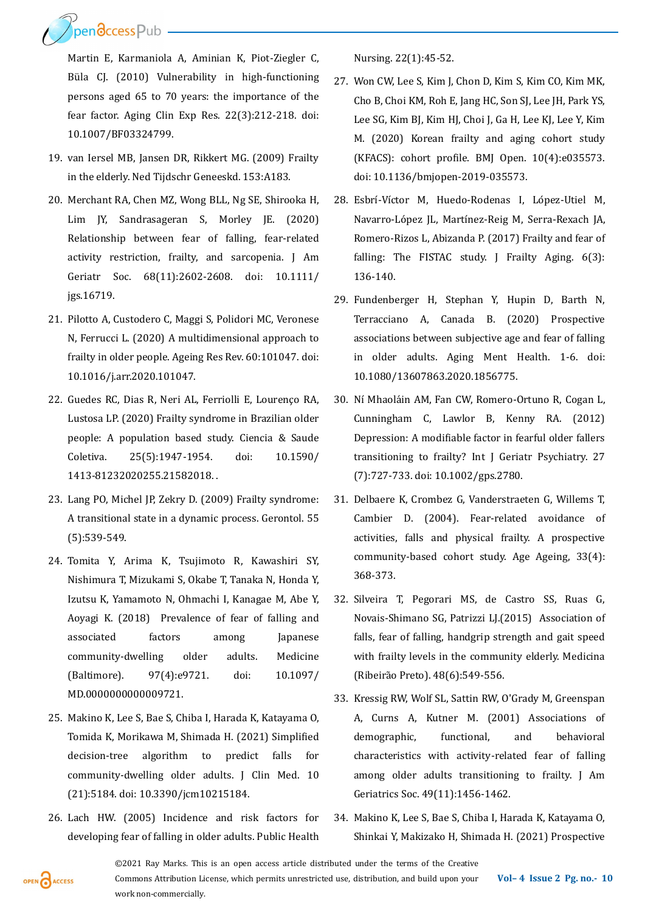Martin E, Karmaniola A, Aminian K, Piot-Ziegler C, Büla CJ. (2010) Vulnerability in high-functioning persons aged 65 to 70 years: the importance of the fear factor. Aging Clin Exp Res. 22(3):212-218. doi: 10.1007/BF03324799.

19. van Iersel MB, Jansen DR, Rikkert MG. (2009) Frailty in the elderly. Ned Tijdschr Geneeskd. 153:A183.
20. Merchant RA, Chen MZ, Wong BLL, Ng SE, Shirooka H, Lim JY, Sandrasageran S, Morley JE. (2020) Relationship between fear of falling, fear-related activity restriction, frailty, and sarcopenia. J Am Geriatr Soc. 68(11):2602-2608. doi: 10.1111/jgs.16719.
21. Pilotto A, Custodero C, Maggi S, Polidori MC, Veronese N, Ferrucci L. (2020) A multidimensional approach to frailty in older people. Ageing Res Rev. 60:101047. doi: 10.1016/j.arr.2020.101047.
22. Guedes RC, Dias R, Neri AL, Ferriolli E, Lourenço RA, Lustosa LP. (2020) Frailty syndrome in Brazilian older people: A population based study. Ciencia & Saude Coletiva. 25(5):1947-1954. doi: 10.1590/1413-81232020255.21582018..
23. Lang PO, Michel JP, Zekry D. (2009) Frailty syndrome: A transitional state in a dynamic process. Gerontol. 55 (5):539-549.
24. Tomita Y, Arima K, Tsujimoto R, Kawashiri SY, Nishimura T, Mizukami S, Okabe T, Tanaka N, Honda Y, Izutsu K, Yamamoto N, Ohmachi I, Kanagae M, Abe Y, Aoyagi K. (2018) Prevalence of fear of falling and associated factors among Japanese community-dwelling older adults. Medicine (Baltimore). 97(4):e9721. doi: 10.1097/MD.0000000000009721.
25. Makino K, Lee S, Bae S, Chiba I, Harada K, Katayama O, Tomida K, Morikawa M, Shimada H. (2021) Simplified decision-tree algorithm to predict falls for community-dwelling older adults. J Clin Med. 10 (21):5184. doi: 10.3390/jcm10215184.
26. Lach HW. (2005) Incidence and risk factors for developing fear of falling in older adults. Public Health Nursing. 22(1):45-52.
27. Won CW, Lee S, Kim J, Chon D, Kim S, Kim CO, Kim MK, Cho B, Choi KM, Roh E, Jang HC, Son SJ, Lee JH, Park YS, Lee SG, Kim BJ, Kim HJ, Choi J, Ga H, Lee KJ, Lee Y, Kim M. (2020) Korean frailty and aging cohort study (KFACS): cohort profile. BMJ Open. 10(4):e035573. doi: 10.1136/bmjopen-2019-035573.
28. Esbrí-Víctor M, Huedo-Rodenas I, López-Utiel M, Navarro-López JL, Martínez-Reig M, Serra-Rexach JA, Romero-Rizos L, Abizanda P. (2017) Frailty and fear of falling: The FISTAC study. J Frailty Aging. 6(3): 136-140.
29. Fundenberger H, Stephan Y, Hupin D, Barth N, Terracciano A, Canada B. (2020) Prospective associations between subjective age and fear of falling in older adults. Aging Ment Health. 1-6. doi: 10.1080/13607863.2020.1856775.
30. Ní Mhaoláin AM, Fan CW, Romero-Ortuno R, Cogan L, Cunningham C, Lawlor B, Kenny RA. (2012) Depression: A modifiable factor in fearful older fallers transitioning to frailty? Int J Geriatr Psychiatry. 27 (7):727-733. doi: 10.1002/gps.2780.
31. Delbaere K, Crombez G, Vanderstraeten G, Willems T, Cambier D. (2004). Fear-related avoidance of activities, falls and physical frailty. A prospective community-based cohort study. Age Ageing, 33(4): 368-373.
32. Silveira T, Pegorari MS, de Castro SS, Ruas G, Novais-Shimano SG, Patrizzi LJ.(2015) Association of falls, fear of falling, handgrip strength and gait speed with frailty levels in the community elderly. Medicina (Ribeirão Preto). 48(6):549-556.
33. Kressig RW, Wolf SL, Sattin RW, O'Grady M, Greenspan A, Curns A, Kutner M. (2001) Associations of demographic, functional, and behavioral characteristics with activity-related fear of falling among older adults transitioning to frailty. J Am Geriatrics Soc. 49(11):1456-1462.
34. Makino K, Lee S, Bae S, Chiba I, Harada K, Katayama O, Shinkai Y, Makizako H, Shimada H. (2021) Prospective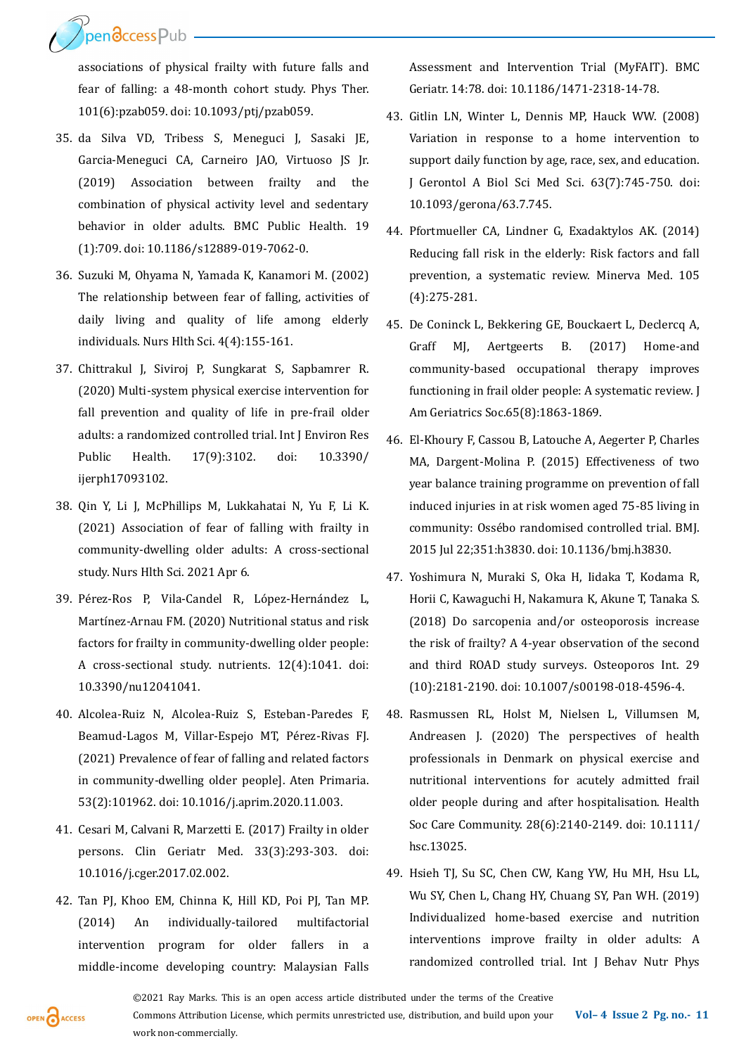associations of physical frailty with future falls and fear of falling: a 48-month cohort study. Phys Ther. 101(6):pzab059. doi: 10.1093/ptj/pzab059.

35. da Silva VD, Tribess S, Meneguci J, Sasaki JE, Garcia-Meneguci CA, Carneiro JAO, Virtuoso JS Jr. (2019) Association between frailty and the combination of physical activity level and sedentary behavior in older adults. BMC Public Health. 19 (1):709. doi: 10.1186/s12889-019-7062-0.

36. Suzuki M, Ohyama N, Yamada K, Kanamori M. (2002) The relationship between fear of falling, activities of daily living and quality of life among elderly individuals. Nurs Hlth Sci. 4(4):155-161.

37. Chittrakul J, Siviroj P, Sungkarat S, Sapbamrer R. (2020) Multi-system physical exercise intervention for fall prevention and quality of life in pre-frail older adults: a randomized controlled trial. Int J Environ Res Public Health. 17(9):3102. doi: 10.3390/ijerph17093102.

38. Qin Y, Li J, McPhillips M, Lukkahatai N, Yu F, Li K. (2021) Association of fear of falling with frailty in community-dwelling older adults: A cross-sectional study. Nurs Hlth Sci. 2021 Apr 6.

39. Pérez-Ros P, Vila-Candel R, López-Hernández L, Martínez-Arnau FM. (2020) Nutritional status and risk factors for frailty in community-dwelling older people: A cross-sectional study. nutrients. 12(4):1041. doi: 10.3390/nu12041041.

40. Alcolea-Ruiz N, Alcolea-Ruiz S, Esteban-Paredes F, Beamud-Lagos M, Villar-Espejo MT, Pérez-Rivas FJ. (2021) Prevalence of fear of falling and related factors in community-dwelling older people]. Aten Primaria. 53(2):101962. doi: 10.1016/j.aprim.2020.11.003.

41. Cesari M, Calvani R, Marzetti E. (2017) Frailty in older persons. Clin Geriatr Med. 33(3):293-303. doi: 10.1016/j.cger.2017.02.002.

42. Tan PJ, Khoo EM, Chinna K, Hill KD, Poi PJ, Tan MP. (2014) An individually-tailored multifactorial intervention program for older fallers in a middle-income developing country: Malaysian Falls Assessment and Intervention Trial (MyFAIT). BMC Geriatr. 14:78. doi: 10.1186/1471-2318-14-78.

43. Gitlin LN, Winter L, Dennis MP, Hauck WW. (2008) Variation in response to a home intervention to support daily function by age, race, sex, and education. J Gerontol A Biol Sci Med Sci. 63(7):745-750. doi: 10.1093/gerona/63.7.745.

44. Pfortmueller CA, Lindner G, Exadaktylos AK. (2014) Reducing fall risk in the elderly: Risk factors and fall prevention, a systematic review. Minerva Med. 105 (4):275-281.

45. De Coninck L, Bekkering GE, Bouckaert L, Declercq A, Graff MJ, Aertgeerts B. (2017) Home-and community-based occupational therapy improves functioning in frail older people: A systematic review. J Am Geriatrics Soc.65(8):1863-1869.

46. El-Khoury F, Cassou B, Latouche A, Aegerter P, Charles MA, Dargent-Molina P. (2015) Effectiveness of two year balance training programme on prevention of fall induced injuries in at risk women aged 75-85 living in community: Ossébo randomised controlled trial. BMJ. 2015 Jul 22;351:h3830. doi: 10.1136/bmj.h3830.

47. Yoshimura N, Muraki S, Oka H, Iidaka T, Kodama R, Horii C, Kawaguchi H, Nakamura K, Akune T, Tanaka S. (2018) Do sarcopenia and/or osteoporosis increase the risk of frailty? A 4-year observation of the second and third ROAD study surveys. Osteoporos Int. 29 (10):2181-2190. doi: 10.1007/s00198-018-4596-4.

48. Rasmussen RL, Holst M, Nielsen L, Villumsen M, Andreasen J. (2020) The perspectives of health professionals in Denmark on physical exercise and nutritional interventions for acutely admitted frail older people during and after hospitalisation. Health Soc Care Community. 28(6):2140-2149. doi: 10.1111/hsc.13025.

49. Hsieh TJ, Su SC, Chen CW, Kang YW, Hu MH, Hsu LL, Wu SY, Chen L, Chang HY, Chuang SY, Pan WH. (2019) Individualized home-based exercise and nutrition interventions improve frailty in older adults: A randomized controlled trial. Int J Behav Nutr Phys

©2021 Ray Marks. This is an open access article distributed under the terms of the Creative Commons Attribution License, which permits unrestricted use, distribution, and build upon your work non-commercially.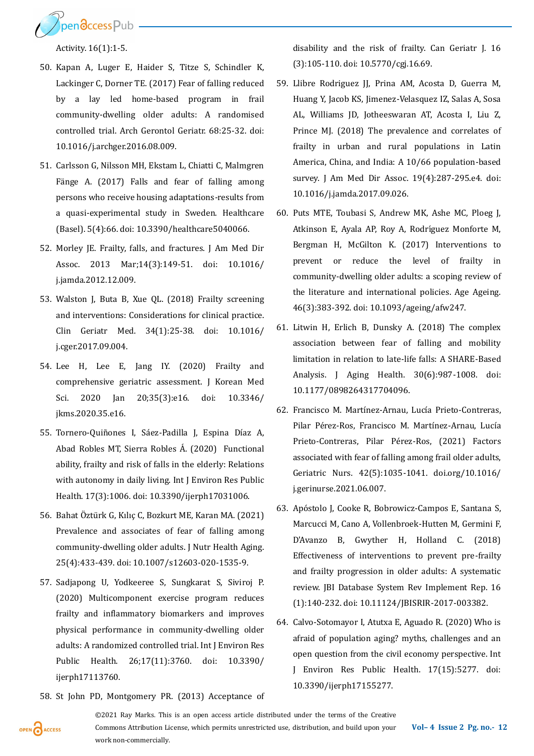Activity. 16(1):1-5.

50. Kapan A, Luger E, Haider S, Titze S, Schindler K, Lackinger C, Dorner TE. (2017) Fear of falling reduced by a lay led home-based program in frail community-dwelling older adults: A randomised controlled trial. Arch Gerontol Geriatr. 68:25-32. doi: 10.1016/j.archger.2016.08.009.
51. Carlsson G, Nilsson MH, Ekstam L, Chiatti C, Malmgren Fänge A. (2017) Falls and fear of falling among persons who receive housing adaptations-results from a quasi-experimental study in Sweden. Healthcare (Basel). 5(4):66. doi: 10.3390/healthcare5040066.
52. Morley JE. Frailty, falls, and fractures. J Am Med Dir Assoc. 2013 Mar;14(3):149-51. doi: 10.1016/j.jamda.2012.12.009.
53. Walston J, Buta B, Xue QL. (2018) Frailty screening and interventions: Considerations for clinical practice. Clin Geriatr Med. 34(1):25-38. doi: 10.1016/j.cger.2017.09.004.
54. Lee H, Lee E, Jang IY. (2020) Frailty and comprehensive geriatric assessment. J Korean Med Sci. 2020 Jan 20;35(3):e16. doi: 10.3346/jkms.2020.35.e16.
55. Tornero-Quiñones I, Sáez-Padilla J, Espina Díaz A, Abad Robles MT, Sierra Robles Á. (2020) Functional ability, frailty and risk of falls in the elderly: Relations with autonomy in daily living. Int J Environ Res Public Health. 17(3):1006. doi: 10.3390/ijerph17031006.
56. Bahat Öztürk G, Kılıç C, Bozkurt ME, Karan MA. (2021) Prevalence and associates of fear of falling among community-dwelling older adults. J Nutr Health Aging. 25(4):433-439. doi: 10.1007/s12603-020-1535-9.
57. Sadjapong U, Yodkeeree S, Sungkarat S, Siviroj P. (2020) Multicomponent exercise program reduces frailty and inflammatory biomarkers and improves physical performance in community-dwelling older adults: A randomized controlled trial. Int J Environ Res Public Health. 26;17(11):3760. doi: 10.3390/ijerph17113760.
58. St John PD, Montgomery PR. (2013) Acceptance of disability and the risk of frailty. Can Geriatr J. 16 (3):105-110. doi: 10.5770/cgj.16.69.
59. Llibre Rodriguez JJ, Prina AM, Acosta D, Guerra M, Huang Y, Jacob KS, Jimenez-Velasquez IZ, Salas A, Sosa AL, Williams JD, Jotheeswaran AT, Acosta I, Liu Z, Prince MJ. (2018) The prevalence and correlates of frailty in urban and rural populations in Latin America, China, and India: A 10/66 population-based survey. J Am Med Dir Assoc. 19(4):287-295.e4. doi: 10.1016/j.jamda.2017.09.026.
60. Puts MTE, Toubasi S, Andrew MK, Ashe MC, Ploeg J, Atkinson E, Ayala AP, Roy A, Rodríguez Monforte M, Bergman H, McGilton K. (2017) Interventions to prevent or reduce the level of frailty in community-dwelling older adults: a scoping review of the literature and international policies. Age Ageing. 46(3):383-392. doi: 10.1093/ageing/afw247.
61. Litwin H, Erlich B, Dunsky A. (2018) The complex association between fear of falling and mobility limitation in relation to late-life falls: A SHARE-Based Analysis. J Aging Health. 30(6):987-1008. doi: 10.1177/0898264317704096.
62. Francisco M. Martínez-Arnau, Lucía Prieto-Contreras, Pilar Pérez-Ros, Francisco M. Martínez-Arnau, Lucía Prieto-Contreras, Pilar Pérez-Ros, (2021) Factors associated with fear of falling among frail older adults, Geriatric Nurs. 42(5):1035-1041. doi.org/10.1016/j.gerinurse.2021.06.007.
63. Apóstolo J, Cooke R, Bobrowicz-Campos E, Santana S, Marcucci M, Cano A, Vollenbroek-Hutten M, Germini F, D'Avanzo B, Gwyther H, Holland C. (2018) Effectiveness of interventions to prevent pre-frailty and frailty progression in older adults: A systematic review. JBI Database System Rev Implement Rep. 16 (1):140-232. doi: 10.11124/JBISRIR-2017-003382.
64. Calvo-Sotomayor I, Atutxa E, Aguado R. (2020) Who is afraid of population aging? myths, challenges and an open question from the civil economy perspective. Int J Environ Res Public Health. 17(15):5277. doi: 10.3390/ijerph17155277.

©2021 Ray Marks. This is an open access article distributed under the terms of the Creative Commons Attribution License, which permits unrestricted use, distribution, and build upon your work non-commercially.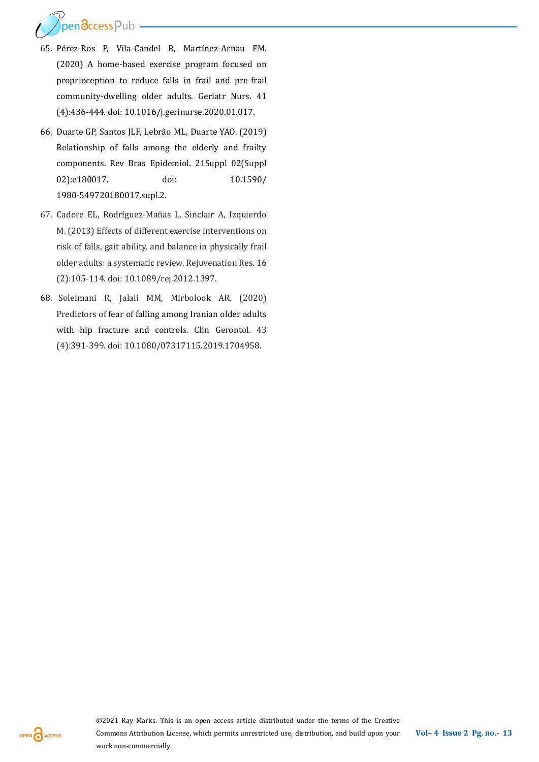65. Pérez-Ros P, Vila-Candel R, Martínez-Arnau FM. (2020) A home-based exercise program focused on proprioception to reduce falls in frail and pre-frail community-dwelling older adults. Geriatr Nurs. 41 (4):436-444. doi: 10.1016/j.gerinurse.2020.01.017.
66. Duarte GP, Santos JLF, Lebrão ML, Duarte YAO. (2019) Relationship of falls among the elderly and frailty components. Rev Bras Epidemiol. 21Suppl 02(Suppl 02):e180017. doi: 10.1590/1980-549720180017.supl.2.
67. Cadore EL, Rodríguez-Mañas L, Sinclair A, Izquierdo M. (2013) Effects of different exercise interventions on risk of falls, gait ability, and balance in physically frail older adults: a systematic review. Rejuvenation Res. 16 (2):105-114. doi: 10.1089/rej.2012.1397.
68. Soleimani R, Jalali MM, Mirbolook AR. (2020) Predictors of fear of falling among Iranian older adults with hip fracture and controls. Clin Gerontol. 43 (4):391-399. doi: 10.1080/07317115.2019.1704958.

©2021 Ray Marks. This is an open access article distributed under the terms of the Creative Commons Attribution License, which permits unrestricted use, distribution, and build upon your work non-commercially.